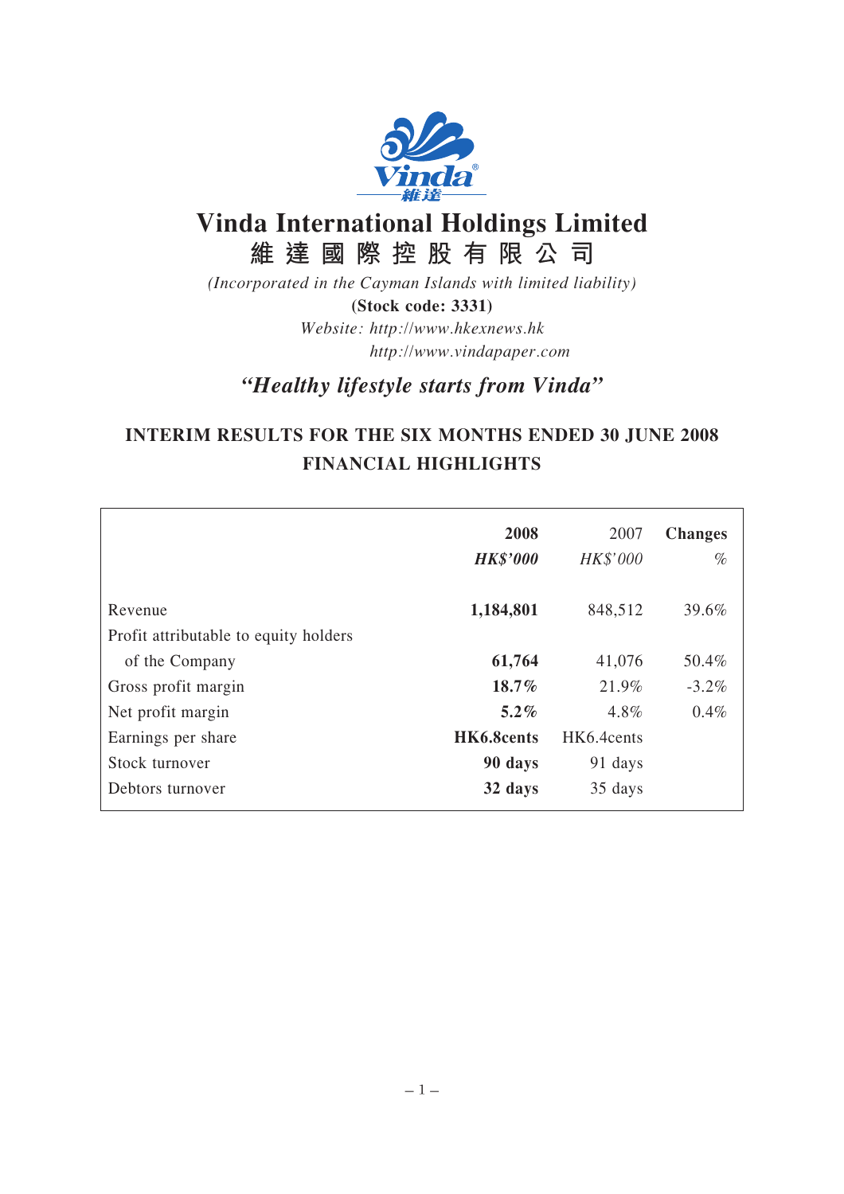# Vinda International Holdings Limited

**維達國際控股有限公司**

*(Incorporated in the Cayman Islands with limited liability)*

**(Stock code: 3331)**

*Website: http://www.hkexnews.hk*

*http://www.vindapaper.com*

## *"Healthy lifestyle starts from Vinda"*

## INTERIM RESULTS FOR THE SIX MONTHS ENDED 30 JUNE 2008

## FINANCIAL HIGHLIGHTS

| | **2008** | 2007 | **Changes** |
|---|---|---|---|
| | ***HK$'000*** | *HK$'000* | *%* |
| Revenue | **1,184,801** | 848,512 | 39.6% |
| Profit attributable to equity holders of the Company | **61,764** | 41,076 | 50.4% |
| Gross profit margin | **18.7%** | 21.9% | -3.2% |
| Net profit margin | **5.2%** | 4.8% | 0.4% |
| Earnings per share | **HK6.8cents** | HK6.4cents | |
| Stock turnover | **90 days** | 91 days | |
| Debtors turnover | **32 days** | 35 days | |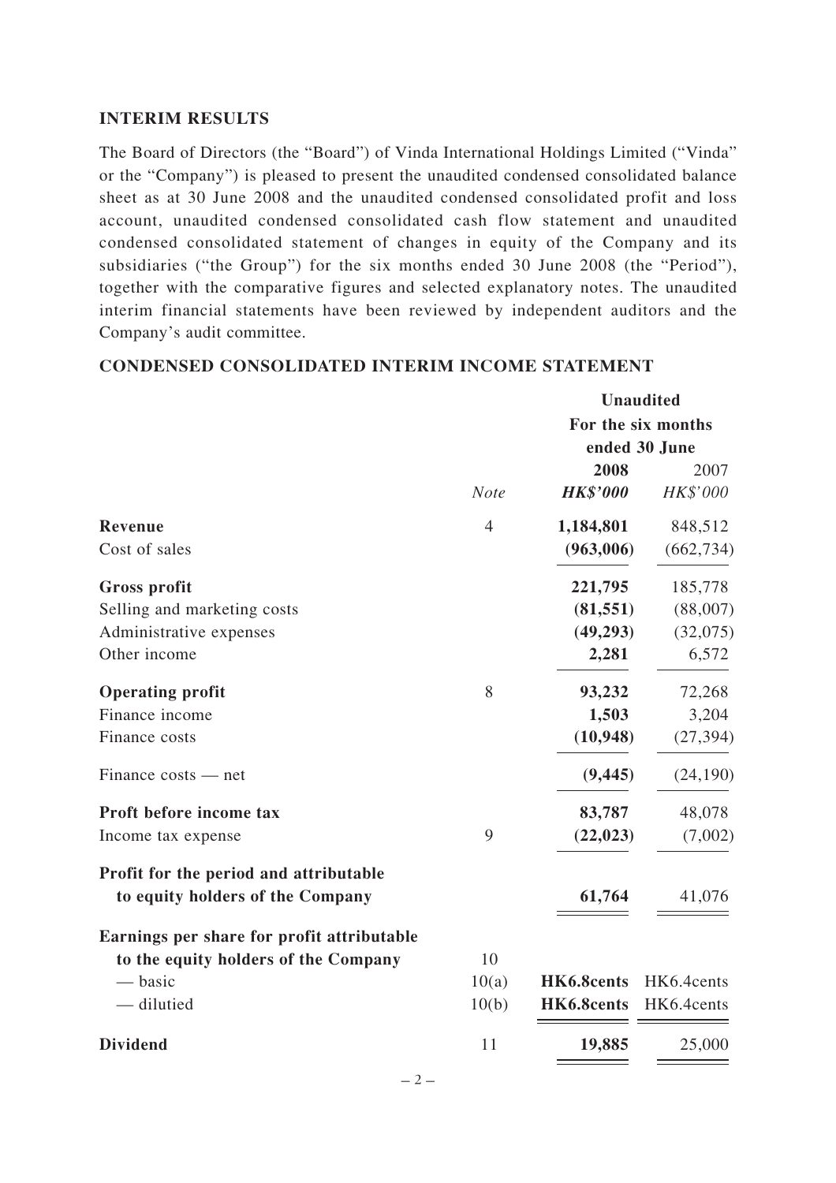## INTERIM RESULTS

The Board of Directors (the "Board") of Vinda International Holdings Limited ("Vinda" or the "Company") is pleased to present the unaudited condensed consolidated balance sheet as at 30 June 2008 and the unaudited condensed consolidated profit and loss account, unaudited condensed consolidated cash flow statement and unaudited condensed consolidated statement of changes in equity of the Company and its subsidiaries ("the Group") for the six months ended 30 June 2008 (the "Period"), together with the comparative figures and selected explanatory notes. The unaudited interim financial statements have been reviewed by independent auditors and the Company's audit committee.

## CONDENSED CONSOLIDATED INTERIM INCOME STATEMENT

| | | Unaudited | |
|---|---|---|---|
| | | For the six months ended 30 June | |
| | | **2008** | 2007 |
| | *Note* | ***HK$'000*** | *HK$'000* |
| **Revenue** | 4 | **1,184,801** | 848,512 |
| Cost of sales | | **(963,006)** | (662,734) |
| **Gross profit** | | **221,795** | 185,778 |
| Selling and marketing costs | | **(81,551)** | (88,007) |
| Administrative expenses | | **(49,293)** | (32,075) |
| Other income | | **2,281** | 6,572 |
| **Operating profit** | 8 | **93,232** | 72,268 |
| Finance income | | **1,503** | 3,204 |
| Finance costs | | **(10,948)** | (27,394) |
| Finance costs — net | | **(9,445)** | (24,190) |
| **Proft before income tax** | | **83,787** | 48,078 |
| Income tax expense | 9 | **(22,023)** | (7,002) |
| **Profit for the period and attributable to equity holders of the Company** | | **61,764** | 41,076 |
| **Earnings per share for profit attributable to the equity holders of the Company** | 10 | | |
| — basic | 10(a) | **HK6.8cents** | HK6.4cents |
| — dilutied | 10(b) | **HK6.8cents** | HK6.4cents |
| **Dividend** | 11 | **19,885** | 25,000 |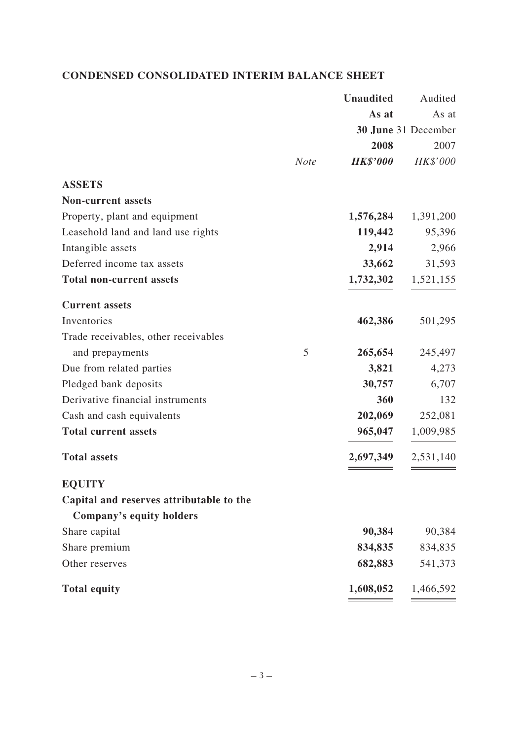## CONDENSED CONSOLIDATED INTERIM BALANCE SHEET

| | Note | **Unaudited As at 30 June 2008 HK$'000** | Audited As at 31 December 2007 HK$'000 |
|---|---|---|---|
| **ASSETS** | | | |
| **Non-current assets** | | | |
| Property, plant and equipment | | **1,576,284** | 1,391,200 |
| Leasehold land and land use rights | | **119,442** | 95,396 |
| Intangible assets | | **2,914** | 2,966 |
| Deferred income tax assets | | **33,662** | 31,593 |
| **Total non-current assets** | | **1,732,302** | 1,521,155 |
| **Current assets** | | | |
| Inventories | | **462,386** | 501,295 |
| Trade receivables, other receivables and prepayments | 5 | **265,654** | 245,497 |
| Due from related parties | | **3,821** | 4,273 |
| Pledged bank deposits | | **30,757** | 6,707 |
| Derivative financial instruments | | **360** | 132 |
| Cash and cash equivalents | | **202,069** | 252,081 |
| **Total current assets** | | **965,047** | 1,009,985 |
| **Total assets** | | **2,697,349** | 2,531,140 |
| **EQUITY** | | | |
| **Capital and reserves attributable to the Company's equity holders** | | | |
| Share capital | | **90,384** | 90,384 |
| Share premium | | **834,835** | 834,835 |
| Other reserves | | **682,883** | 541,373 |
| **Total equity** | | **1,608,052** | 1,466,592 |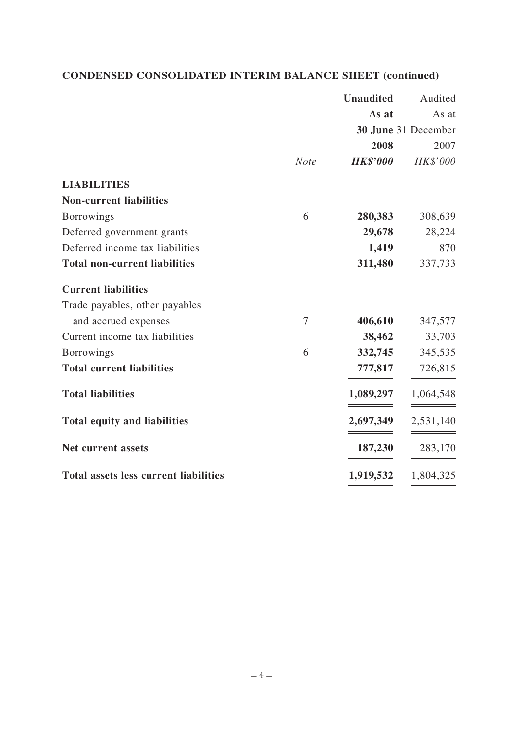## CONDENSED CONSOLIDATED INTERIM BALANCE SHEET (continued)

| | *Note* | **Unaudited** **As at** **30 June** **2008** ***HK$'000*** | Audited As at 31 December 2007 *HK$'000* |
|---|---|---|---|
| **LIABILITIES** | | | |
| **Non-current liabilities** | | | |
| Borrowings | 6 | **280,383** | 308,639 |
| Deferred government grants | | **29,678** | 28,224 |
| Deferred income tax liabilities | | **1,419** | 870 |
| **Total non-current liabilities** | | **311,480** | 337,733 |
| **Current liabilities** | | | |
| Trade payables, other payables and accrued expenses | 7 | **406,610** | 347,577 |
| Current income tax liabilities | | **38,462** | 33,703 |
| Borrowings | 6 | **332,745** | 345,535 |
| **Total current liabilities** | | **777,817** | 726,815 |
| **Total liabilities** | | **1,089,297** | 1,064,548 |
| **Total equity and liabilities** | | **2,697,349** | 2,531,140 |
| **Net current assets** | | **187,230** | 283,170 |
| **Total assets less current liabilities** | | **1,919,532** | 1,804,325 |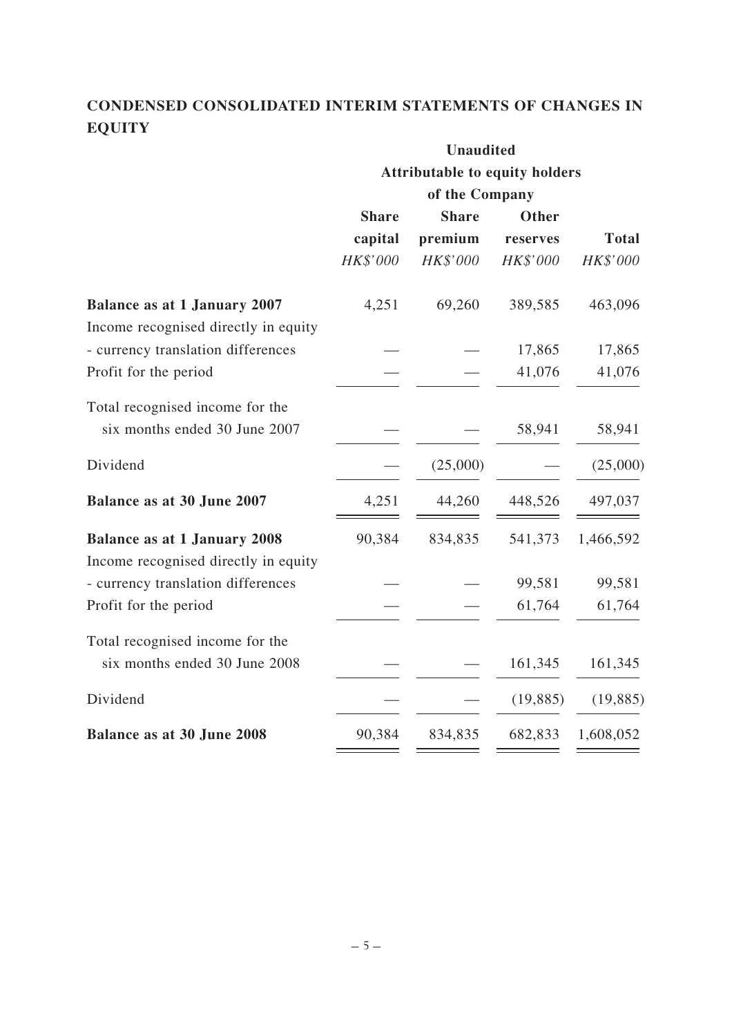## CONDENSED CONSOLIDATED INTERIM STATEMENTS OF CHANGES IN EQUITY

| | Unaudited | | | |
|---|---|---|---|---|
| | Attributable to equity holders of the Company | | | |
| | Share capital | Share premium | Other reserves | Total |
| | *HK$'000* | *HK$'000* | *HK$'000* | *HK$'000* |
| **Balance as at 1 January 2007** | 4,251 | 69,260 | 389,585 | 463,096 |
| Income recognised directly in equity | | | | |
| - currency translation differences | — | — | 17,865 | 17,865 |
| Profit for the period | — | — | 41,076 | 41,076 |
| Total recognised income for the six months ended 30 June 2007 | — | — | 58,941 | 58,941 |
| Dividend | — | (25,000) | — | (25,000) |
| **Balance as at 30 June 2007** | 4,251 | 44,260 | 448,526 | 497,037 |
| **Balance as at 1 January 2008** | 90,384 | 834,835 | 541,373 | 1,466,592 |
| Income recognised directly in equity | | | | |
| - currency translation differences | — | — | 99,581 | 99,581 |
| Profit for the period | — | — | 61,764 | 61,764 |
| Total recognised income for the six months ended 30 June 2008 | — | — | 161,345 | 161,345 |
| Dividend | — | — | (19,885) | (19,885) |
| **Balance as at 30 June 2008** | 90,384 | 834,835 | 682,833 | 1,608,052 |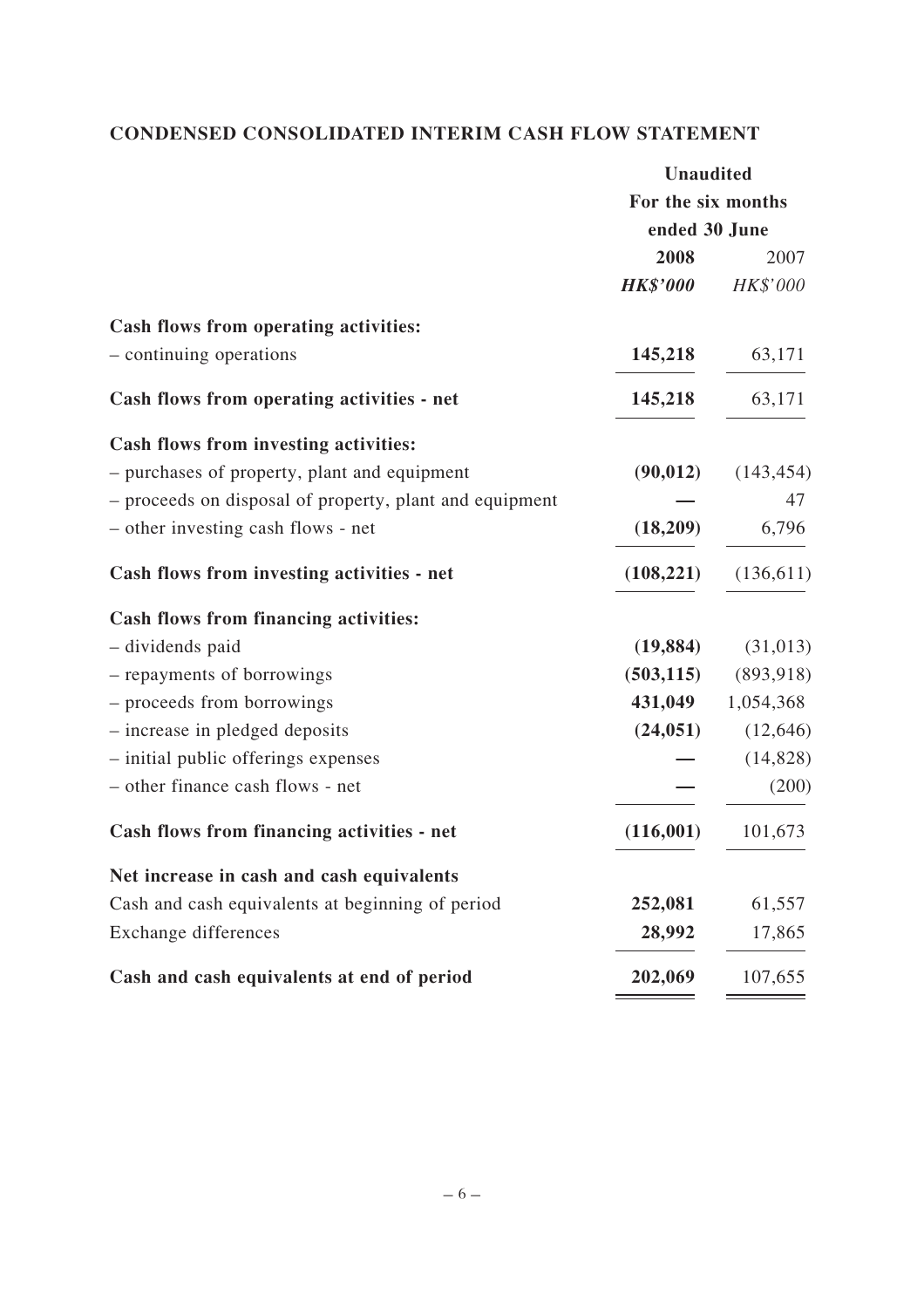## CONDENSED CONSOLIDATED INTERIM CASH FLOW STATEMENT

| | Unaudited | |
|---|---|---|
| | For the six months ended 30 June | |
| | **2008** | 2007 |
| | ***HK$'000*** | *HK$'000* |
| **Cash flows from operating activities:** | | |
| – continuing operations | **145,218** | 63,171 |
| **Cash flows from operating activities - net** | **145,218** | 63,171 |
| **Cash flows from investing activities:** | | |
| – purchases of property, plant and equipment | **(90,012)** | (143,454) |
| – proceeds on disposal of property, plant and equipment | **—** | 47 |
| – other investing cash flows - net | **(18,209)** | 6,796 |
| **Cash flows from investing activities - net** | **(108,221)** | (136,611) |
| **Cash flows from financing activities:** | | |
| – dividends paid | **(19,884)** | (31,013) |
| – repayments of borrowings | **(503,115)** | (893,918) |
| – proceeds from borrowings | **431,049** | 1,054,368 |
| – increase in pledged deposits | **(24,051)** | (12,646) |
| – initial public offerings expenses | **—** | (14,828) |
| – other finance cash flows - net | **—** | (200) |
| **Cash flows from financing activities - net** | **(116,001)** | 101,673 |
| **Net increase in cash and cash equivalents** | | |
| Cash and cash equivalents at beginning of period | **252,081** | 61,557 |
| Exchange differences | **28,992** | 17,865 |
| **Cash and cash equivalents at end of period** | **202,069** | 107,655 |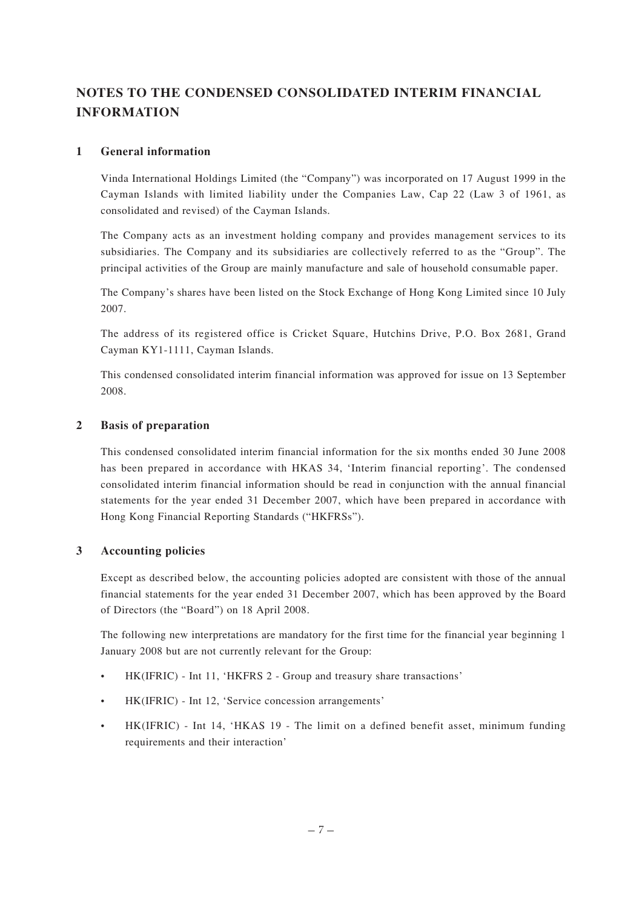# NOTES TO THE CONDENSED CONSOLIDATED INTERIM FINANCIAL INFORMATION

## 1 General information

Vinda International Holdings Limited (the "Company") was incorporated on 17 August 1999 in the Cayman Islands with limited liability under the Companies Law, Cap 22 (Law 3 of 1961, as consolidated and revised) of the Cayman Islands.

The Company acts as an investment holding company and provides management services to its subsidiaries. The Company and its subsidiaries are collectively referred to as the "Group". The principal activities of the Group are mainly manufacture and sale of household consumable paper.

The Company's shares have been listed on the Stock Exchange of Hong Kong Limited since 10 July 2007.

The address of its registered office is Cricket Square, Hutchins Drive, P.O. Box 2681, Grand Cayman KY1-1111, Cayman Islands.

This condensed consolidated interim financial information was approved for issue on 13 September 2008.

## 2 Basis of preparation

This condensed consolidated interim financial information for the six months ended 30 June 2008 has been prepared in accordance with HKAS 34, 'Interim financial reporting'. The condensed consolidated interim financial information should be read in conjunction with the annual financial statements for the year ended 31 December 2007, which have been prepared in accordance with Hong Kong Financial Reporting Standards ("HKFRSs").

## 3 Accounting policies

Except as described below, the accounting policies adopted are consistent with those of the annual financial statements for the year ended 31 December 2007, which has been approved by the Board of Directors (the "Board") on 18 April 2008.

The following new interpretations are mandatory for the first time for the financial year beginning 1 January 2008 but are not currently relevant for the Group:

- HK(IFRIC) - Int 11, 'HKFRS 2 - Group and treasury share transactions'
- HK(IFRIC) - Int 12, 'Service concession arrangements'
- HK(IFRIC) - Int 14, 'HKAS 19 - The limit on a defined benefit asset, minimum funding requirements and their interaction'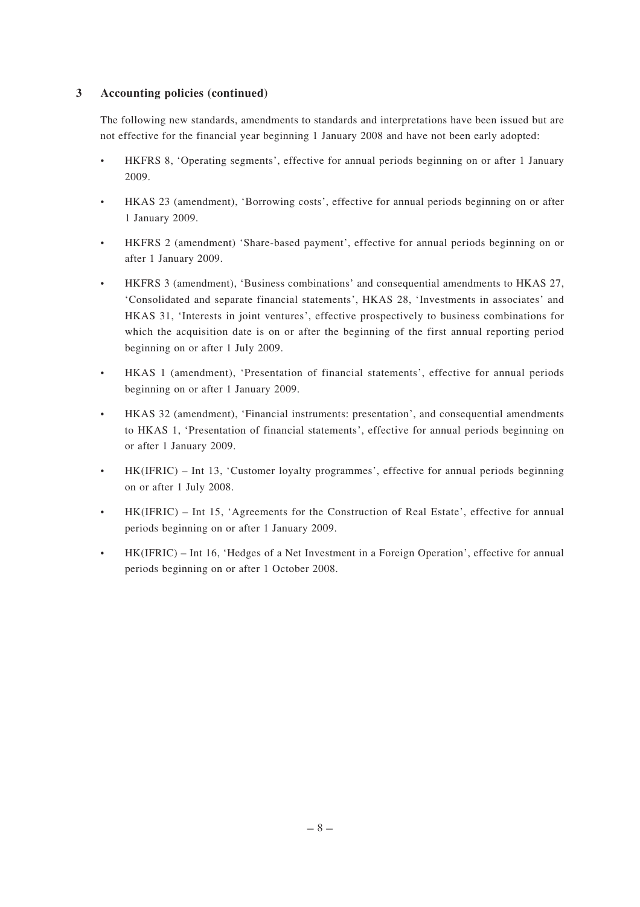## 3 Accounting policies (continued)

The following new standards, amendments to standards and interpretations have been issued but are not effective for the financial year beginning 1 January 2008 and have not been early adopted:

- HKFRS 8, 'Operating segments', effective for annual periods beginning on or after 1 January 2009.
- HKAS 23 (amendment), 'Borrowing costs', effective for annual periods beginning on or after 1 January 2009.
- HKFRS 2 (amendment) 'Share-based payment', effective for annual periods beginning on or after 1 January 2009.
- HKFRS 3 (amendment), 'Business combinations' and consequential amendments to HKAS 27, 'Consolidated and separate financial statements', HKAS 28, 'Investments in associates' and HKAS 31, 'Interests in joint ventures', effective prospectively to business combinations for which the acquisition date is on or after the beginning of the first annual reporting period beginning on or after 1 July 2009.
- HKAS 1 (amendment), 'Presentation of financial statements', effective for annual periods beginning on or after 1 January 2009.
- HKAS 32 (amendment), 'Financial instruments: presentation', and consequential amendments to HKAS 1, 'Presentation of financial statements', effective for annual periods beginning on or after 1 January 2009.
- HK(IFRIC) – Int 13, 'Customer loyalty programmes', effective for annual periods beginning on or after 1 July 2008.
- HK(IFRIC) – Int 15, 'Agreements for the Construction of Real Estate', effective for annual periods beginning on or after 1 January 2009.
- HK(IFRIC) – Int 16, 'Hedges of a Net Investment in a Foreign Operation', effective for annual periods beginning on or after 1 October 2008.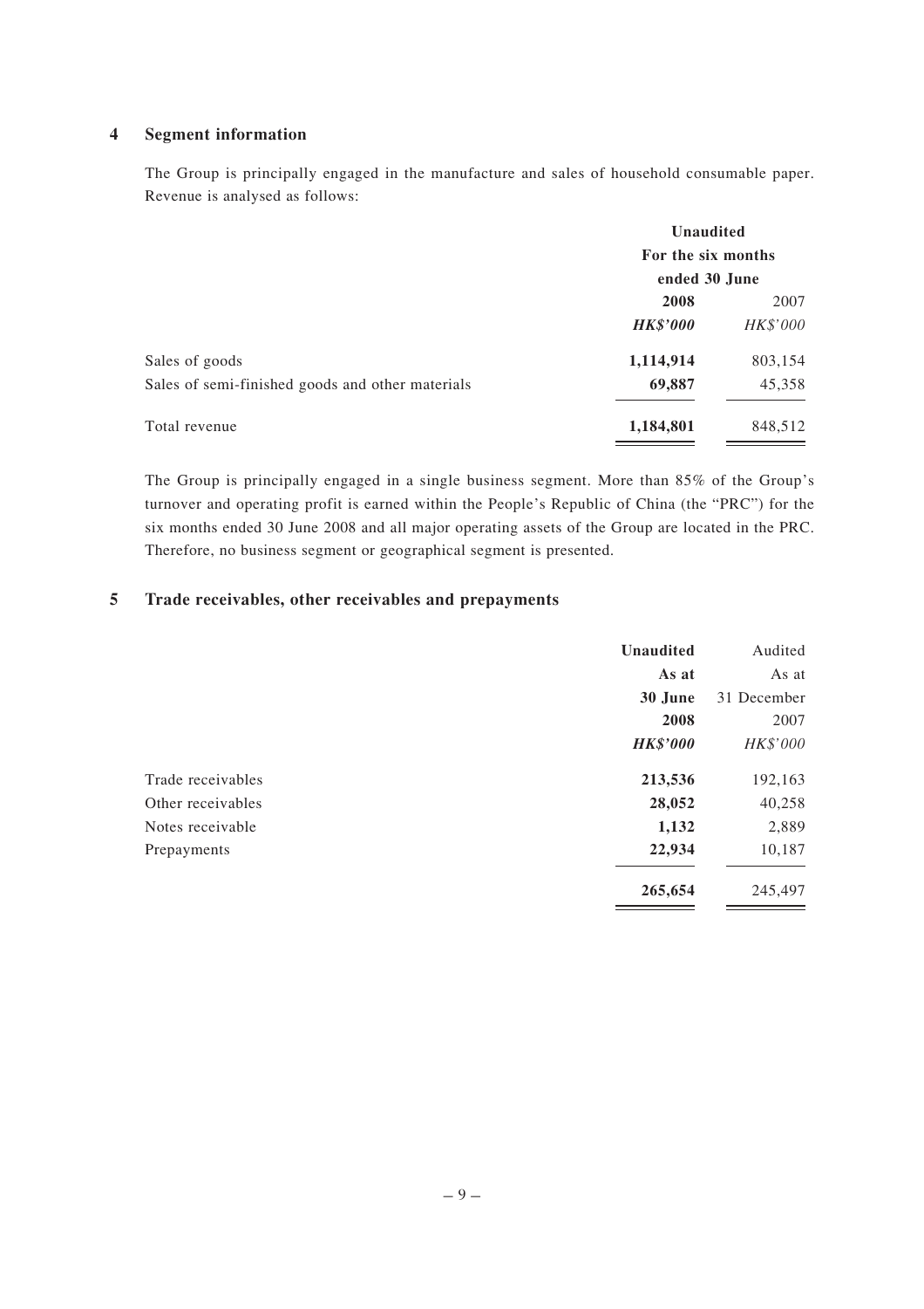## 4 Segment information

The Group is principally engaged in the manufacture and sales of household consumable paper. Revenue is analysed as follows:

| | Unaudited | |
|---|---|---|
| | For the six months ended 30 June | |
| | **2008** | 2007 |
| | ***HK$'000*** | *HK$'000* |
| Sales of goods | **1,114,914** | 803,154 |
| Sales of semi-finished goods and other materials | **69,887** | 45,358 |
| Total revenue | **1,184,801** | 848,512 |

The Group is principally engaged in a single business segment. More than 85% of the Group's turnover and operating profit is earned within the People's Republic of China (the "PRC") for the six months ended 30 June 2008 and all major operating assets of the Group are located in the PRC. Therefore, no business segment or geographical segment is presented.

## 5 Trade receivables, other receivables and prepayments

| | **Unaudited** | Audited |
|---|---|---|
| | **As at** | As at |
| | **30 June** | 31 December |
| | **2008** | 2007 |
| | ***HK$'000*** | *HK$'000* |
| Trade receivables | **213,536** | 192,163 |
| Other receivables | **28,052** | 40,258 |
| Notes receivable | **1,132** | 2,889 |
| Prepayments | **22,934** | 10,187 |
| | **265,654** | 245,497 |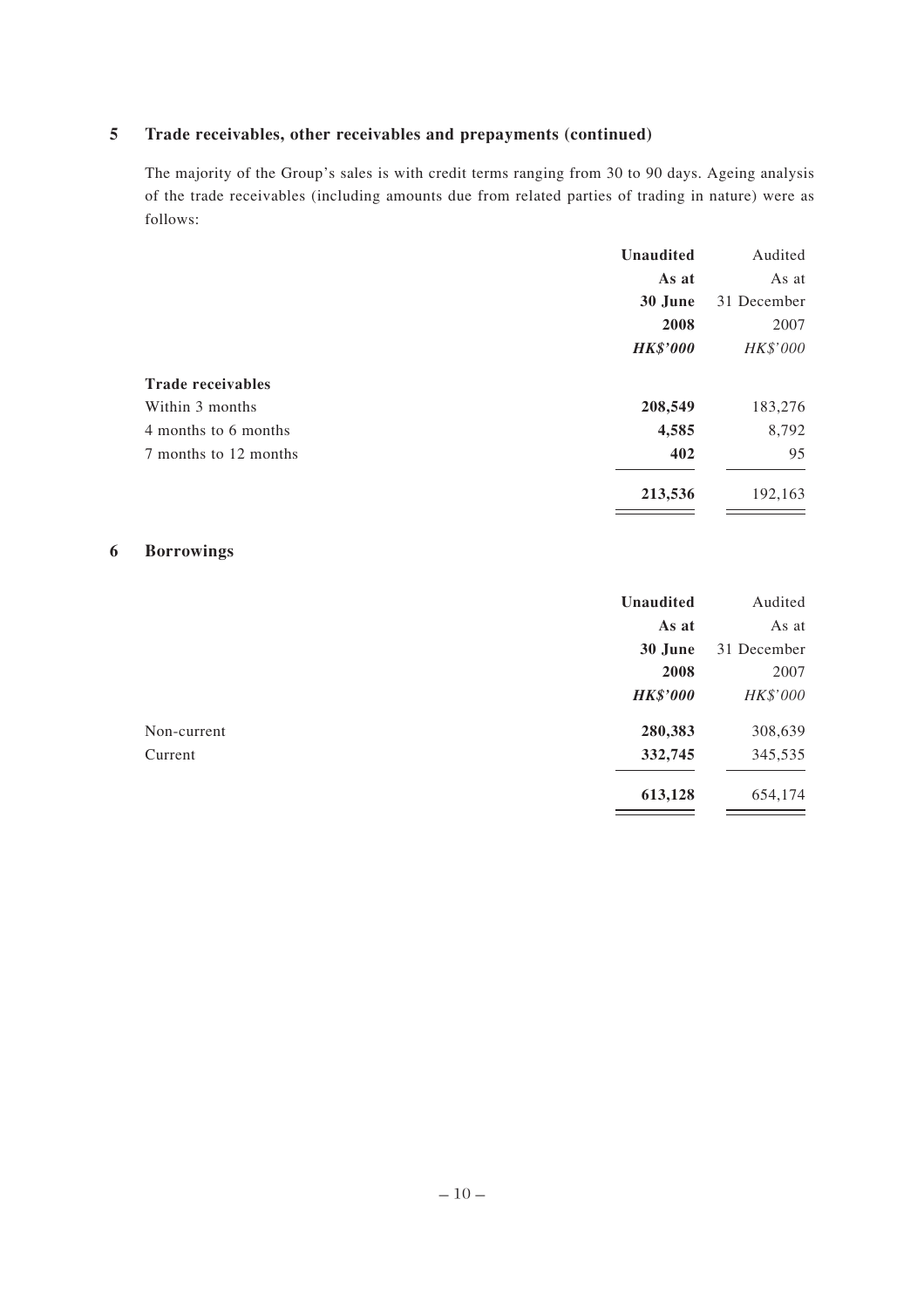## 5 Trade receivables, other receivables and prepayments (continued)

The majority of the Group's sales is with credit terms ranging from 30 to 90 days. Ageing analysis of the trade receivables (including amounts due from related parties of trading in nature) were as follows:

| | **Unaudited As at 30 June 2008** | Audited As at 31 December 2007 |
|---|---|---|
| | ***HK$'000*** | *HK$'000* |
| **Trade receivables** | | |
| Within 3 months | **208,549** | 183,276 |
| 4 months to 6 months | **4,585** | 8,792 |
| 7 months to 12 months | **402** | 95 |
| | **213,536** | 192,163 |

## 6 Borrowings

| | **Unaudited As at 30 June 2008** | Audited As at 31 December 2007 |
|---|---|---|
| | ***HK$'000*** | *HK$'000* |
| Non-current | **280,383** | 308,639 |
| Current | **332,745** | 345,535 |
| | **613,128** | 654,174 |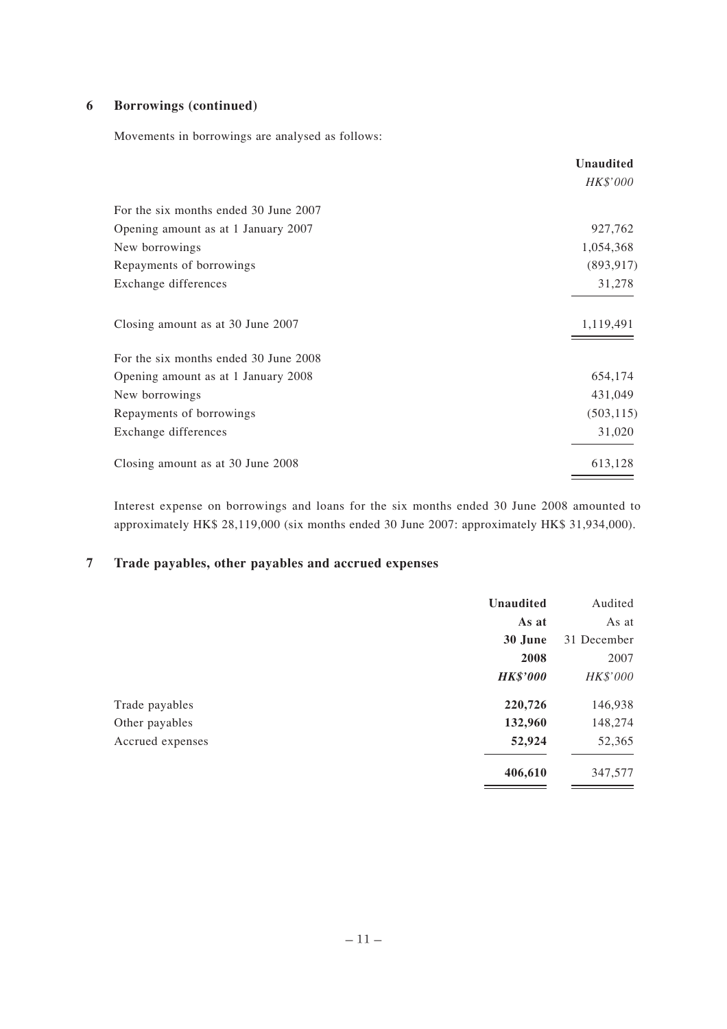## 6 Borrowings (continued)

Movements in borrowings are analysed as follows:

| | **Unaudited** |
|---|---|
| | *HK$'000* |
| For the six months ended 30 June 2007 | |
| Opening amount as at 1 January 2007 | 927,762 |
| New borrowings | 1,054,368 |
| Repayments of borrowings | (893,917) |
| Exchange differences | 31,278 |
| Closing amount as at 30 June 2007 | 1,119,491 |
| For the six months ended 30 June 2008 | |
| Opening amount as at 1 January 2008 | 654,174 |
| New borrowings | 431,049 |
| Repayments of borrowings | (503,115) |
| Exchange differences | 31,020 |
| Closing amount as at 30 June 2008 | 613,128 |

Interest expense on borrowings and loans for the six months ended 30 June 2008 amounted to approximately HK$ 28,119,000 (six months ended 30 June 2007: approximately HK$ 31,934,000).

## 7 Trade payables, other payables and accrued expenses

| | **Unaudited As at 30 June 2008** | Audited As at 31 December 2007 |
|---|---|---|
| | ***HK$'000*** | *HK$'000* |
| Trade payables | **220,726** | 146,938 |
| Other payables | **132,960** | 148,274 |
| Accrued expenses | **52,924** | 52,365 |
| | **406,610** | 347,577 |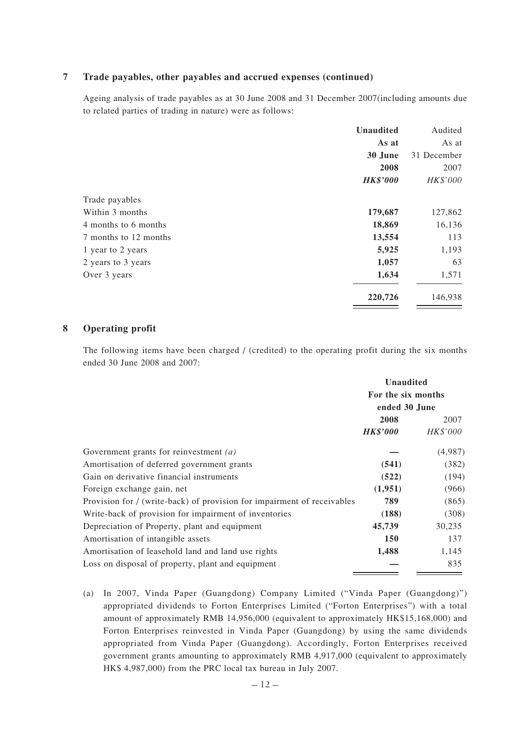## 7 Trade payables, other payables and accrued expenses (continued)

Ageing analysis of trade payables as at 30 June 2008 and 31 December 2007(including amounts due to related parties of trading in nature) were as follows:

| | **Unaudited As at 30 June 2008 *HK$'000*** | Audited As at 31 December 2007 *HK$'000* |
|---|---|---|
| Trade payables | | |
| Within 3 months | **179,687** | 127,862 |
| 4 months to 6 months | **18,869** | 16,136 |
| 7 months to 12 months | **13,554** | 113 |
| 1 year to 2 years | **5,925** | 1,193 |
| 2 years to 3 years | **1,057** | 63 |
| Over 3 years | **1,634** | 1,571 |
| | **220,726** | 146,938 |

## 8 Operating profit

The following items have been charged / (credited) to the operating profit during the six months ended 30 June 2008 and 2007:

| | **Unaudited For the six months ended 30 June** | |
|---|---|---|
| | **2008 *HK$'000*** | 2007 *HK$'000* |
| Government grants for reinvestment *(a)* | **—** | (4,987) |
| Amortisation of deferred government grants | **(541)** | (382) |
| Gain on derivative financial instruments | **(522)** | (194) |
| Foreign exchange gain, net | **(1,951)** | (966) |
| Provision for / (write-back) of provision for impairment of receivables | **789** | (865) |
| Write-back of provision for impairment of inventories | **(188)** | (308) |
| Depreciation of Property, plant and equipment | **45,739** | 30,235 |
| Amortisation of intangible assets | **150** | 137 |
| Amortisation of leasehold land and land use rights | **1,488** | 1,145 |
| Loss on disposal of property, plant and equipment | **—** | 835 |

(a) In 2007, Vinda Paper (Guangdong) Company Limited ("Vinda Paper (Guangdong)") appropriated dividends to Forton Enterprises Limited ("Forton Enterprises") with a total amount of approximately RMB 14,956,000 (equivalent to approximately HK$15,168,000) and Forton Enterprises reinvested in Vinda Paper (Guangdong) by using the same dividends appropriated from Vinda Paper (Guangdong). Accordingly, Forton Enterprises received government grants amounting to approximately RMB 4,917,000 (equivalent to approximately HK$ 4,987,000) from the PRC local tax bureau in July 2007.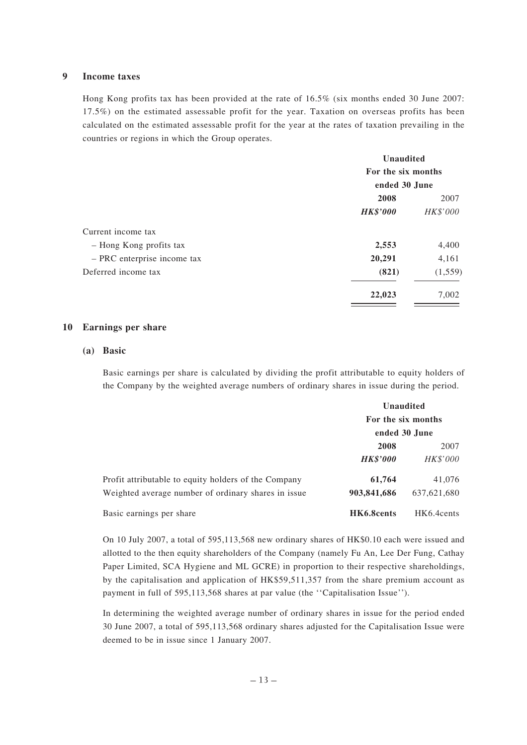## 9 Income taxes

Hong Kong profits tax has been provided at the rate of 16.5% (six months ended 30 June 2007: 17.5%) on the estimated assessable profit for the year. Taxation on overseas profits has been calculated on the estimated assessable profit for the year at the rates of taxation prevailing in the countries or regions in which the Group operates.

| | Unaudited For the six months ended 30 June | |
|---|---|---|
| | **2008** | 2007 |
| | ***HK$'000*** | *HK$'000* |
| Current income tax | | |
| – Hong Kong profits tax | **2,553** | 4,400 |
| – PRC enterprise income tax | **20,291** | 4,161 |
| Deferred income tax | **(821)** | (1,559) |
| | **22,023** | 7,002 |

## 10 Earnings per share

### (a) Basic

Basic earnings per share is calculated by dividing the profit attributable to equity holders of the Company by the weighted average numbers of ordinary shares in issue during the period.

| | Unaudited For the six months ended 30 June | |
|---|---|---|
| | **2008** | 2007 |
| | ***HK$'000*** | *HK$'000* |
| Profit attributable to equity holders of the Company | **61,764** | 41,076 |
| Weighted average number of ordinary shares in issue | **903,841,686** | 637,621,680 |
| Basic earnings per share | **HK6.8cents** | HK6.4cents |

On 10 July 2007, a total of 595,113,568 new ordinary shares of HK$0.10 each were issued and allotted to the then equity shareholders of the Company (namely Fu An, Lee Der Fung, Cathay Paper Limited, SCA Hygiene and ML GCRE) in proportion to their respective shareholdings, by the capitalisation and application of HK$59,511,357 from the share premium account as payment in full of 595,113,568 shares at par value (the ''Capitalisation Issue'').

In determining the weighted average number of ordinary shares in issue for the period ended 30 June 2007, a total of 595,113,568 ordinary shares adjusted for the Capitalisation Issue were deemed to be in issue since 1 January 2007.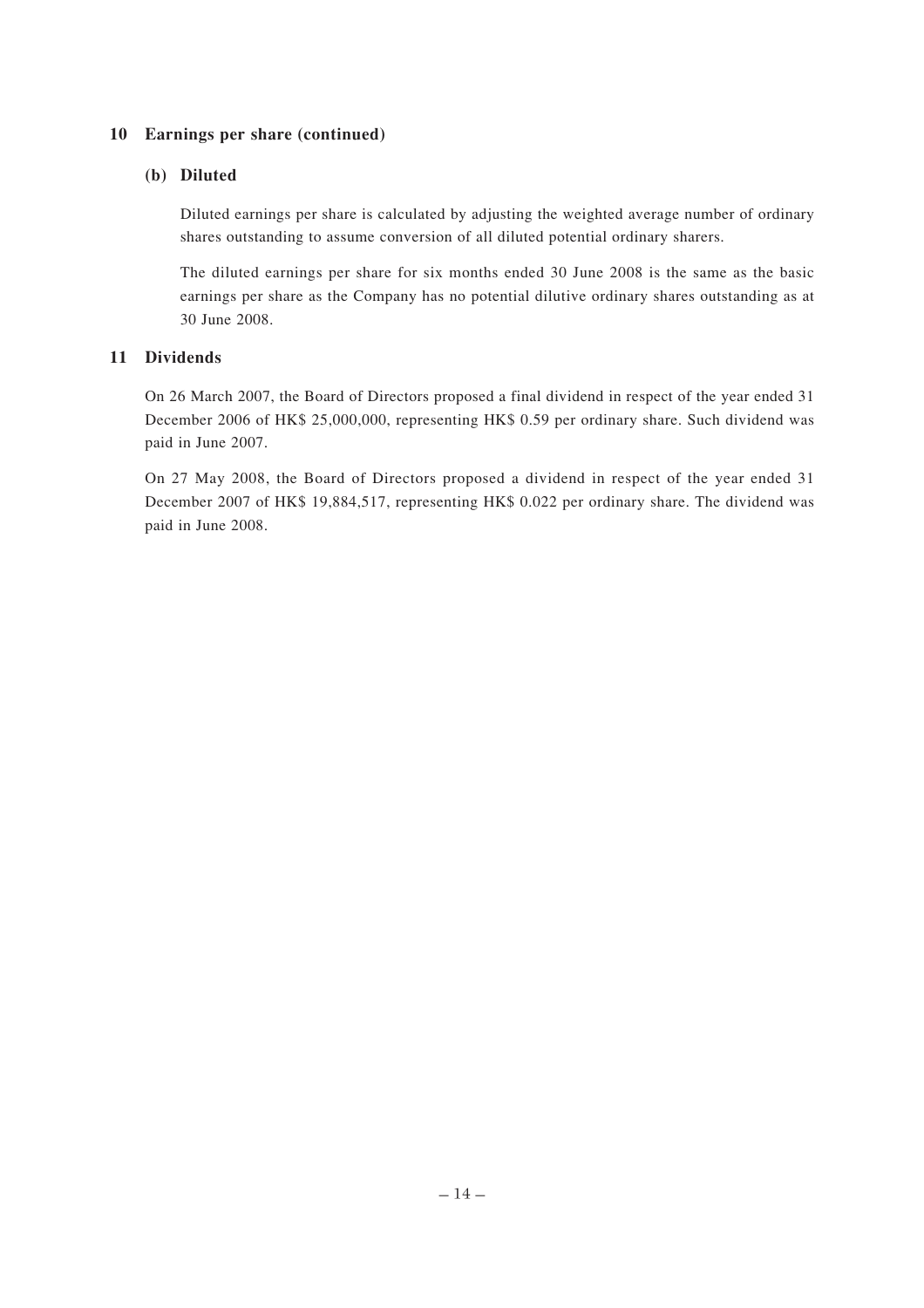## 10 Earnings per share (continued)

### (b) Diluted

Diluted earnings per share is calculated by adjusting the weighted average number of ordinary shares outstanding to assume conversion of all diluted potential ordinary sharers.

The diluted earnings per share for six months ended 30 June 2008 is the same as the basic earnings per share as the Company has no potential dilutive ordinary shares outstanding as at 30 June 2008.

## 11 Dividends

On 26 March 2007, the Board of Directors proposed a final dividend in respect of the year ended 31 December 2006 of HK$ 25,000,000, representing HK$ 0.59 per ordinary share. Such dividend was paid in June 2007.

On 27 May 2008, the Board of Directors proposed a dividend in respect of the year ended 31 December 2007 of HK$ 19,884,517, representing HK$ 0.022 per ordinary share. The dividend was paid in June 2008.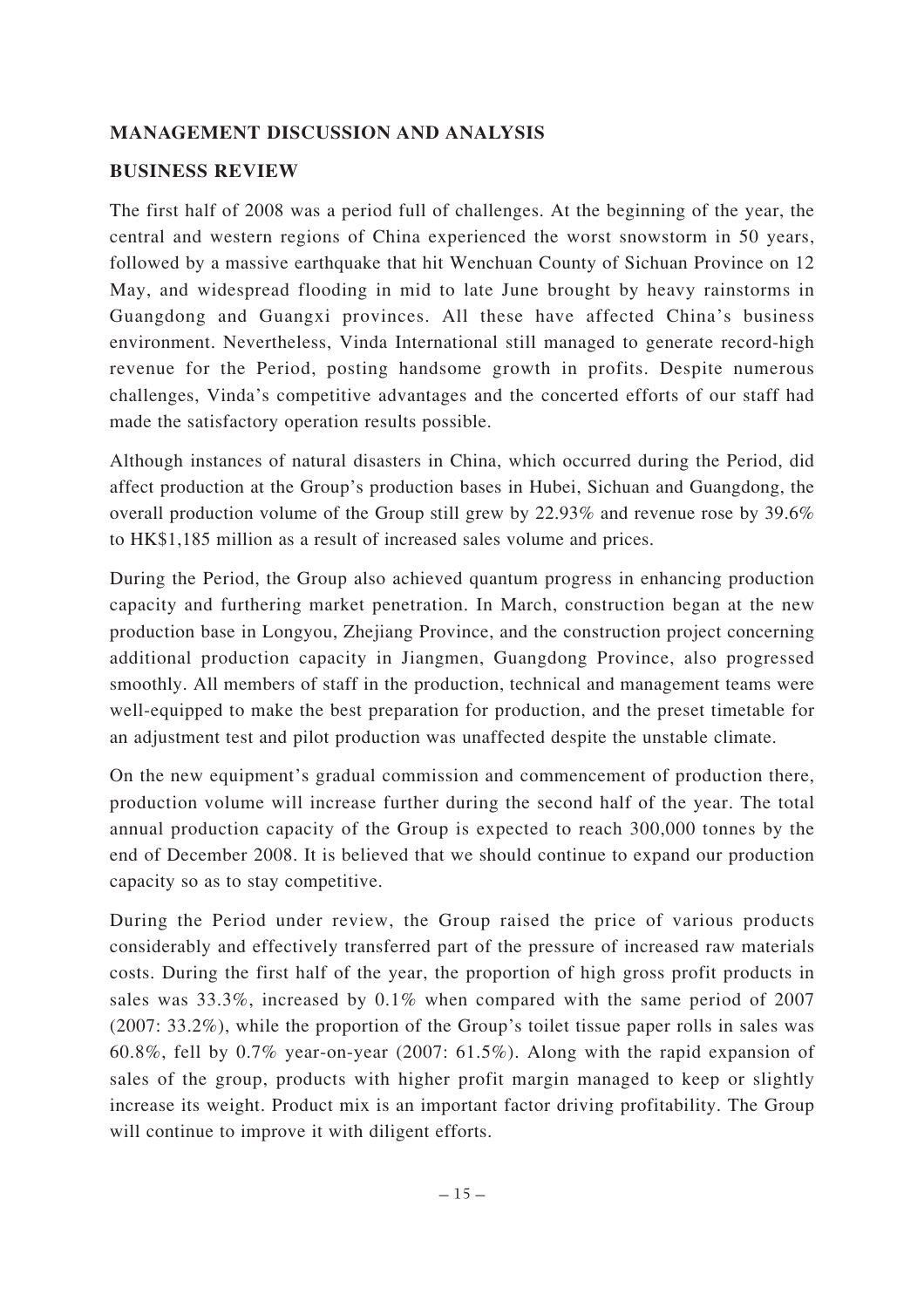## MANAGEMENT DISCUSSION AND ANALYSIS

### BUSINESS REVIEW

The first half of 2008 was a period full of challenges. At the beginning of the year, the central and western regions of China experienced the worst snowstorm in 50 years, followed by a massive earthquake that hit Wenchuan County of Sichuan Province on 12 May, and widespread flooding in mid to late June brought by heavy rainstorms in Guangdong and Guangxi provinces. All these have affected China's business environment. Nevertheless, Vinda International still managed to generate record-high revenue for the Period, posting handsome growth in profits. Despite numerous challenges, Vinda's competitive advantages and the concerted efforts of our staff had made the satisfactory operation results possible.

Although instances of natural disasters in China, which occurred during the Period, did affect production at the Group's production bases in Hubei, Sichuan and Guangdong, the overall production volume of the Group still grew by 22.93% and revenue rose by 39.6% to HK$1,185 million as a result of increased sales volume and prices.

During the Period, the Group also achieved quantum progress in enhancing production capacity and furthering market penetration. In March, construction began at the new production base in Longyou, Zhejiang Province, and the construction project concerning additional production capacity in Jiangmen, Guangdong Province, also progressed smoothly. All members of staff in the production, technical and management teams were well-equipped to make the best preparation for production, and the preset timetable for an adjustment test and pilot production was unaffected despite the unstable climate.

On the new equipment's gradual commission and commencement of production there, production volume will increase further during the second half of the year. The total annual production capacity of the Group is expected to reach 300,000 tonnes by the end of December 2008. It is believed that we should continue to expand our production capacity so as to stay competitive.

During the Period under review, the Group raised the price of various products considerably and effectively transferred part of the pressure of increased raw materials costs. During the first half of the year, the proportion of high gross profit products in sales was 33.3%, increased by 0.1% when compared with the same period of 2007 (2007: 33.2%), while the proportion of the Group's toilet tissue paper rolls in sales was 60.8%, fell by 0.7% year-on-year (2007: 61.5%). Along with the rapid expansion of sales of the group, products with higher profit margin managed to keep or slightly increase its weight. Product mix is an important factor driving profitability. The Group will continue to improve it with diligent efforts.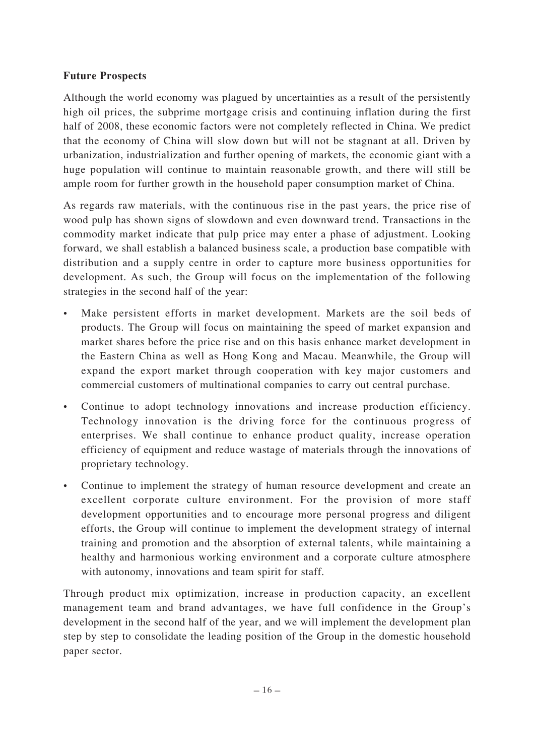**Future Prospects**

Although the world economy was plagued by uncertainties as a result of the persistently high oil prices, the subprime mortgage crisis and continuing inflation during the first half of 2008, these economic factors were not completely reflected in China. We predict that the economy of China will slow down but will not be stagnant at all. Driven by urbanization, industrialization and further opening of markets, the economic giant with a huge population will continue to maintain reasonable growth, and there will still be ample room for further growth in the household paper consumption market of China.

As regards raw materials, with the continuous rise in the past years, the price rise of wood pulp has shown signs of slowdown and even downward trend. Transactions in the commodity market indicate that pulp price may enter a phase of adjustment. Looking forward, we shall establish a balanced business scale, a production base compatible with distribution and a supply centre in order to capture more business opportunities for development. As such, the Group will focus on the implementation of the following strategies in the second half of the year:

- Make persistent efforts in market development. Markets are the soil beds of products. The Group will focus on maintaining the speed of market expansion and market shares before the price rise and on this basis enhance market development in the Eastern China as well as Hong Kong and Macau. Meanwhile, the Group will expand the export market through cooperation with key major customers and commercial customers of multinational companies to carry out central purchase.
- Continue to adopt technology innovations and increase production efficiency. Technology innovation is the driving force for the continuous progress of enterprises. We shall continue to enhance product quality, increase operation efficiency of equipment and reduce wastage of materials through the innovations of proprietary technology.
- Continue to implement the strategy of human resource development and create an excellent corporate culture environment. For the provision of more staff development opportunities and to encourage more personal progress and diligent efforts, the Group will continue to implement the development strategy of internal training and promotion and the absorption of external talents, while maintaining a healthy and harmonious working environment and a corporate culture atmosphere with autonomy, innovations and team spirit for staff.

Through product mix optimization, increase in production capacity, an excellent management team and brand advantages, we have full confidence in the Group's development in the second half of the year, and we will implement the development plan step by step to consolidate the leading position of the Group in the domestic household paper sector.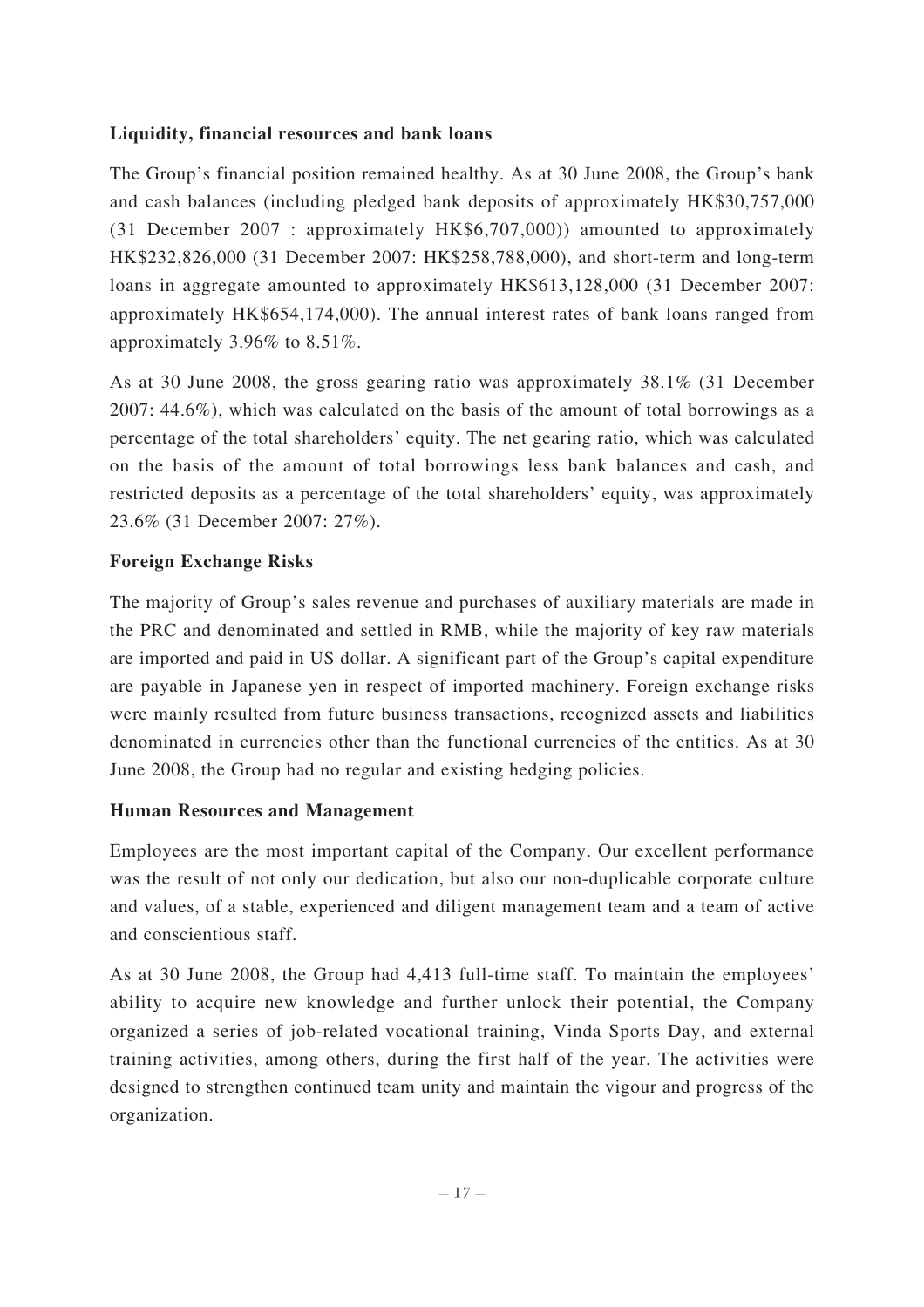**Liquidity, financial resources and bank loans**

The Group's financial position remained healthy. As at 30 June 2008, the Group's bank and cash balances (including pledged bank deposits of approximately HK$30,757,000 (31 December 2007 : approximately HK$6,707,000)) amounted to approximately HK$232,826,000 (31 December 2007: HK$258,788,000), and short-term and long-term loans in aggregate amounted to approximately HK$613,128,000 (31 December 2007: approximately HK$654,174,000). The annual interest rates of bank loans ranged from approximately 3.96% to 8.51%.

As at 30 June 2008, the gross gearing ratio was approximately 38.1% (31 December 2007: 44.6%), which was calculated on the basis of the amount of total borrowings as a percentage of the total shareholders' equity. The net gearing ratio, which was calculated on the basis of the amount of total borrowings less bank balances and cash, and restricted deposits as a percentage of the total shareholders' equity, was approximately 23.6% (31 December 2007: 27%).

**Foreign Exchange Risks**

The majority of Group's sales revenue and purchases of auxiliary materials are made in the PRC and denominated and settled in RMB, while the majority of key raw materials are imported and paid in US dollar. A significant part of the Group's capital expenditure are payable in Japanese yen in respect of imported machinery. Foreign exchange risks were mainly resulted from future business transactions, recognized assets and liabilities denominated in currencies other than the functional currencies of the entities. As at 30 June 2008, the Group had no regular and existing hedging policies.

**Human Resources and Management**

Employees are the most important capital of the Company. Our excellent performance was the result of not only our dedication, but also our non-duplicable corporate culture and values, of a stable, experienced and diligent management team and a team of active and conscientious staff.

As at 30 June 2008, the Group had 4,413 full-time staff. To maintain the employees' ability to acquire new knowledge and further unlock their potential, the Company organized a series of job-related vocational training, Vinda Sports Day, and external training activities, among others, during the first half of the year. The activities were designed to strengthen continued team unity and maintain the vigour and progress of the organization.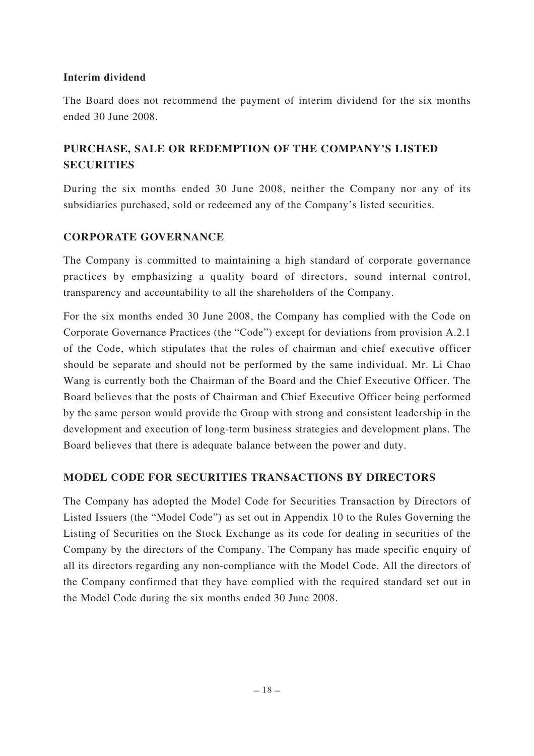**Interim dividend**

The Board does not recommend the payment of interim dividend for the six months ended 30 June 2008.

## PURCHASE, SALE OR REDEMPTION OF THE COMPANY'S LISTED SECURITIES

During the six months ended 30 June 2008, neither the Company nor any of its subsidiaries purchased, sold or redeemed any of the Company's listed securities.

## CORPORATE GOVERNANCE

The Company is committed to maintaining a high standard of corporate governance practices by emphasizing a quality board of directors, sound internal control, transparency and accountability to all the shareholders of the Company.

For the six months ended 30 June 2008, the Company has complied with the Code on Corporate Governance Practices (the "Code") except for deviations from provision A.2.1 of the Code, which stipulates that the roles of chairman and chief executive officer should be separate and should not be performed by the same individual. Mr. Li Chao Wang is currently both the Chairman of the Board and the Chief Executive Officer. The Board believes that the posts of Chairman and Chief Executive Officer being performed by the same person would provide the Group with strong and consistent leadership in the development and execution of long-term business strategies and development plans. The Board believes that there is adequate balance between the power and duty.

## MODEL CODE FOR SECURITIES TRANSACTIONS BY DIRECTORS

The Company has adopted the Model Code for Securities Transaction by Directors of Listed Issuers (the "Model Code") as set out in Appendix 10 to the Rules Governing the Listing of Securities on the Stock Exchange as its code for dealing in securities of the Company by the directors of the Company. The Company has made specific enquiry of all its directors regarding any non-compliance with the Model Code. All the directors of the Company confirmed that they have complied with the required standard set out in the Model Code during the six months ended 30 June 2008.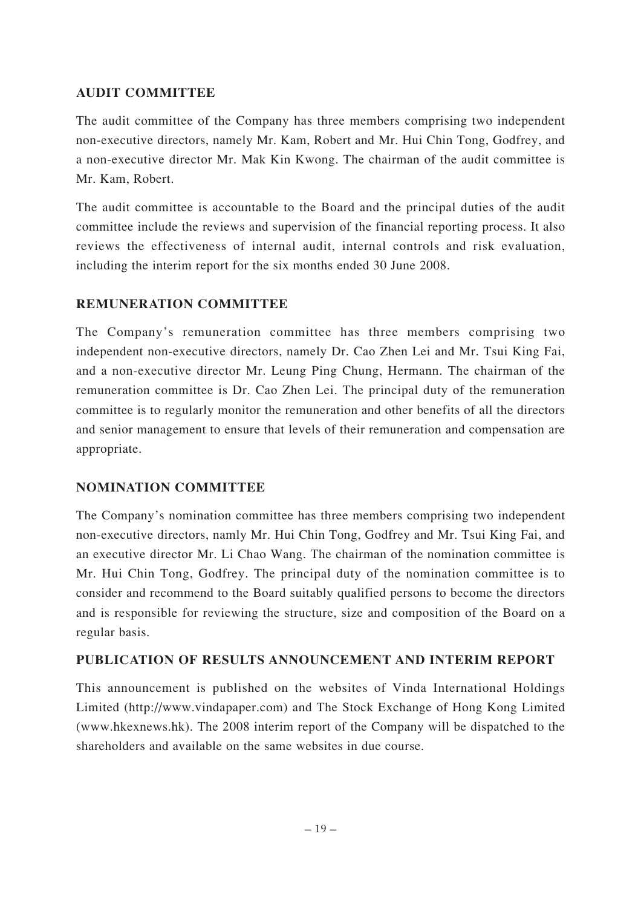## AUDIT COMMITTEE

The audit committee of the Company has three members comprising two independent non-executive directors, namely Mr. Kam, Robert and Mr. Hui Chin Tong, Godfrey, and a non-executive director Mr. Mak Kin Kwong. The chairman of the audit committee is Mr. Kam, Robert.

The audit committee is accountable to the Board and the principal duties of the audit committee include the reviews and supervision of the financial reporting process. It also reviews the effectiveness of internal audit, internal controls and risk evaluation, including the interim report for the six months ended 30 June 2008.

## REMUNERATION COMMITTEE

The Company's remuneration committee has three members comprising two independent non-executive directors, namely Dr. Cao Zhen Lei and Mr. Tsui King Fai, and a non-executive director Mr. Leung Ping Chung, Hermann. The chairman of the remuneration committee is Dr. Cao Zhen Lei. The principal duty of the remuneration committee is to regularly monitor the remuneration and other benefits of all the directors and senior management to ensure that levels of their remuneration and compensation are appropriate.

## NOMINATION COMMITTEE

The Company's nomination committee has three members comprising two independent non-executive directors, namly Mr. Hui Chin Tong, Godfrey and Mr. Tsui King Fai, and an executive director Mr. Li Chao Wang. The chairman of the nomination committee is Mr. Hui Chin Tong, Godfrey. The principal duty of the nomination committee is to consider and recommend to the Board suitably qualified persons to become the directors and is responsible for reviewing the structure, size and composition of the Board on a regular basis.

## PUBLICATION OF RESULTS ANNOUNCEMENT AND INTERIM REPORT

This announcement is published on the websites of Vinda International Holdings Limited (http://www.vindapaper.com) and The Stock Exchange of Hong Kong Limited (www.hkexnews.hk). The 2008 interim report of the Company will be dispatched to the shareholders and available on the same websites in due course.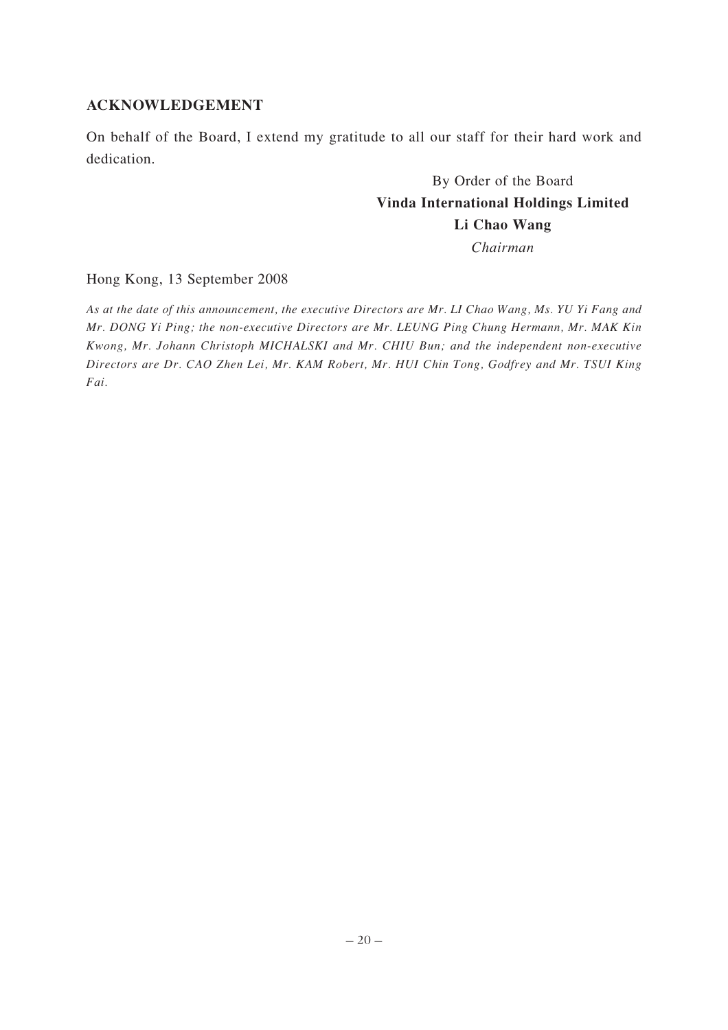## ACKNOWLEDGEMENT

On behalf of the Board, I extend my gratitude to all our staff for their hard work and dedication.

By Order of the Board
**Vinda International Holdings Limited**
**Li Chao Wang**
*Chairman*

Hong Kong, 13 September 2008

*As at the date of this announcement, the executive Directors are Mr. LI Chao Wang, Ms. YU Yi Fang and Mr. DONG Yi Ping; the non-executive Directors are Mr. LEUNG Ping Chung Hermann, Mr. MAK Kin Kwong, Mr. Johann Christoph MICHALSKI and Mr. CHIU Bun; and the independent non-executive Directors are Dr. CAO Zhen Lei, Mr. KAM Robert, Mr. HUI Chin Tong, Godfrey and Mr. TSUI King Fai.*